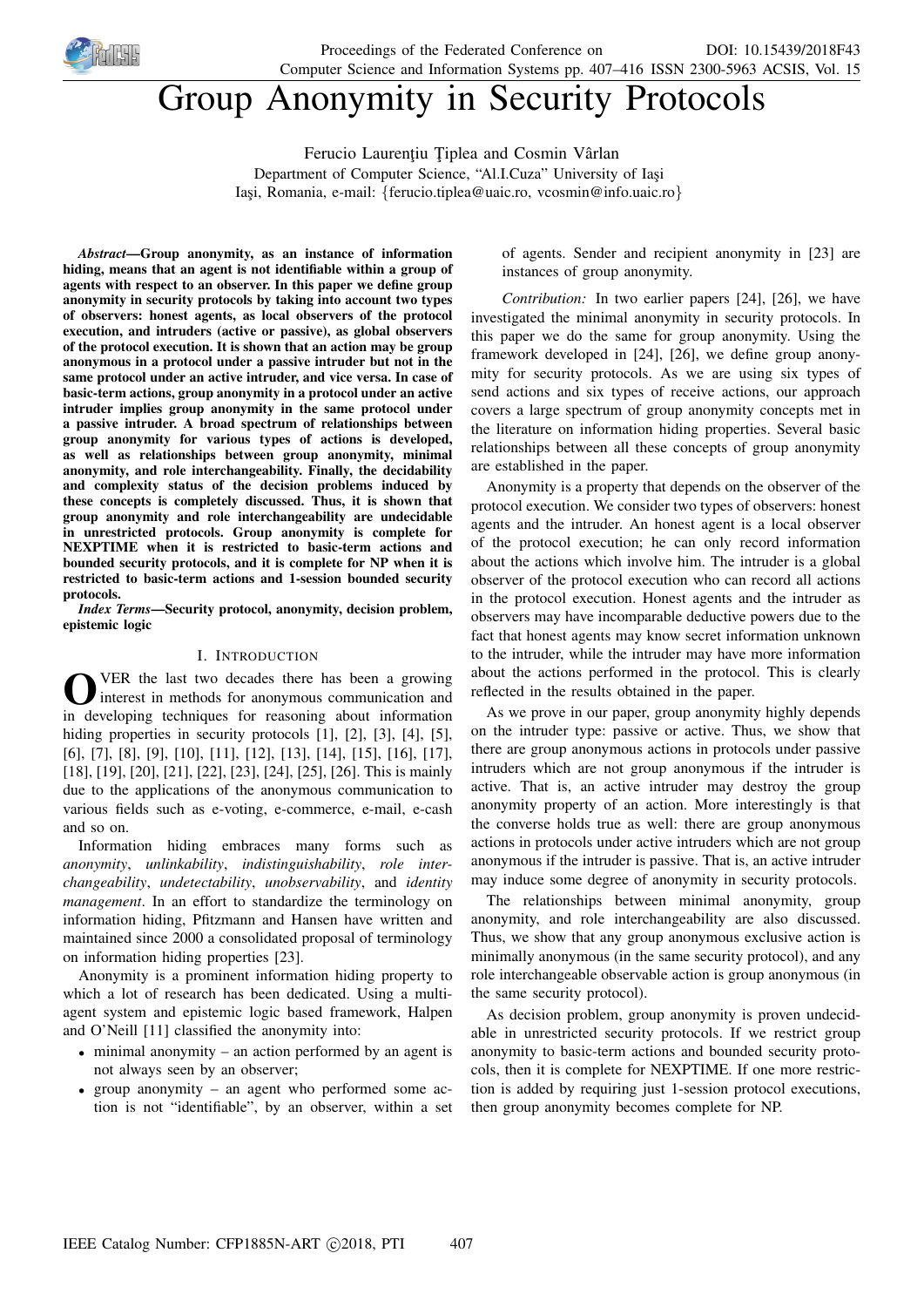# Group Anonymity in Security Protocols

Ferucio Laurenţiu Ţiplea and Cosmin Vârlan
Department of Computer Science, "Al.I.Cuza" University of Iaşi
Iaşi, Romania, e-mail: {ferucio.tiplea@uaic.ro, vcosmin@info.uaic.ro}

***Abstract*—Group anonymity, as an instance of information hiding, means that an agent is not identifiable within a group of agents with respect to an observer. In this paper we define group anonymity in security protocols by taking into account two types of observers: honest agents, as local observers of the protocol execution, and intruders (active or passive), as global observers of the protocol execution. It is shown that an action may be group anonymous in a protocol under a passive intruder but not in the same protocol under an active intruder, and vice versa. In case of basic-term actions, group anonymity in a protocol under an active intruder implies group anonymity in the same protocol under a passive intruder. A broad spectrum of relationships between group anonymity for various types of actions is developed, as well as relationships between group anonymity, minimal anonymity, and role interchangeability. Finally, the decidability and complexity status of the decision problems induced by these concepts is completely discussed. Thus, it is shown that group anonymity and role interchangeability are undecidable in unrestricted protocols. Group anonymity is complete for NEXPTIME when it is restricted to basic-term actions and bounded security protocols, and it is complete for NP when it is restricted to basic-term actions and 1-session bounded security protocols.**

***Index Terms*—Security protocol, anonymity, decision problem, epistemic logic**

## I. Introduction

Over the last two decades there has been a growing interest in methods for anonymous communication and in developing techniques for reasoning about information hiding properties in security protocols [1], [2], [3], [4], [5], [6], [7], [8], [9], [10], [11], [12], [13], [14], [15], [16], [17], [18], [19], [20], [21], [22], [23], [24], [25], [26]. This is mainly due to the applications of the anonymous communication to various fields such as e-voting, e-commerce, e-mail, e-cash and so on.

Information hiding embraces many forms such as *anonymity*, *unlinkability*, *indistinguishability*, *role interchangeability*, *undetectability*, *unobservability*, and *identity management*. In an effort to standardize the terminology on information hiding, Pfitzmann and Hansen have written and maintained since 2000 a consolidated proposal of terminology on information hiding properties [23].

Anonymity is a prominent information hiding property to which a lot of research has been dedicated. Using a multi-agent system and epistemic logic based framework, Halpen and O'Neill [11] classified the anonymity into:

- minimal anonymity – an action performed by an agent is not always seen by an observer;
- group anonymity – an agent who performed some action is not "identifiable", by an observer, within a set of agents. Sender and recipient anonymity in [23] are instances of group anonymity.

*Contribution:* In two earlier papers [24], [26], we have investigated the minimal anonymity in security protocols. In this paper we do the same for group anonymity. Using the framework developed in [24], [26], we define group anonymity for security protocols. As we are using six types of send actions and six types of receive actions, our approach covers a large spectrum of group anonymity concepts met in the literature on information hiding properties. Several basic relationships between all these concepts of group anonymity are established in the paper.

Anonymity is a property that depends on the observer of the protocol execution. We consider two types of observers: honest agents and the intruder. An honest agent is a local observer of the protocol execution; he can only record information about the actions which involve him. The intruder is a global observer of the protocol execution who can record all actions in the protocol execution. Honest agents and the intruder as observers may have incomparable deductive powers due to the fact that honest agents may know secret information unknown to the intruder, while the intruder may have more information about the actions performed in the protocol. This is clearly reflected in the results obtained in the paper.

As we prove in our paper, group anonymity highly depends on the intruder type: passive or active. Thus, we show that there are group anonymous actions in protocols under passive intruders which are not group anonymous if the intruder is active. That is, an active intruder may destroy the group anonymity property of an action. More interestingly is that the converse holds true as well: there are group anonymous actions in protocols under active intruders which are not group anonymous if the intruder is passive. That is, an active intruder may induce some degree of anonymity in security protocols.

The relationships between minimal anonymity, group anonymity, and role interchangeability are also discussed. Thus, we show that any group anonymous exclusive action is minimally anonymous (in the same security protocol), and any role interchangeable observable action is group anonymous (in the same security protocol).

As decision problem, group anonymity is proven undecidable in unrestricted security protocols. If we restrict group anonymity to basic-term actions and bounded security protocols, then it is complete for NEXPTIME. If one more restriction is added by requiring just 1-session protocol executions, then group anonymity becomes complete for NP.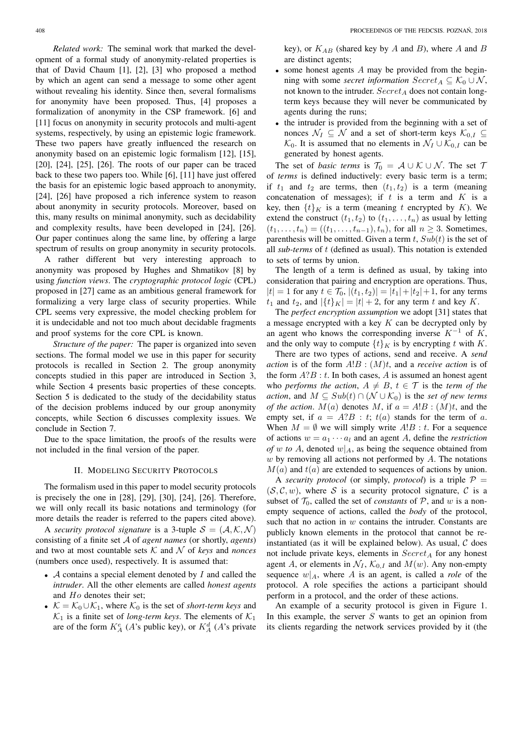*Related work:* The seminal work that marked the development of a formal study of anonymity-related properties is that of David Chaum [1], [2], [3] who proposed a method by which an agent can send a message to some other agent without revealing his identity. Since then, several formalisms for anonymity have been proposed. Thus, [4] proposes a formalization of anonymity in the CSP framework. [6] and [11] focus on anonymity in security protocols and multi-agent systems, respectively, by using an epistemic logic framework. These two papers have greatly influenced the research on anonymity based on an epistemic logic formalism [12], [15], [20], [24], [25], [26]. The roots of our paper can be traced back to these two papers too. While [6], [11] have just offered the basis for an epistemic logic based approach to anonymity, [24], [26] have proposed a rich inference system to reason about anonymity in security protocols. Moreover, based on this, many results on minimal anonymity, such as decidability and complexity results, have been developed in [24], [26]. Our paper continues along the same line, by offering a large spectrum of results on group anonymity in security protocols.

A rather different but very interesting approach to anonymity was proposed by Hughes and Shmatikov [8] by using *function views*. The *cryptographic protocol logic* (CPL) proposed in [27] came as an ambitious general framework for formalizing a very large class of security properties. While CPL seems very expressive, the model checking problem for it is undecidable and not too much about decidable fragments and proof systems for the core CPL is known.

*Structure of the paper:* The paper is organized into seven sections. The formal model we use in this paper for security protocols is recalled in Section 2. The group anonymity concepts studied in this paper are introduced in Section 3, while Section 4 presents basic properties of these concepts. Section 5 is dedicated to the study of the decidability status of the decision problems induced by our group anonymity concepts, while Section 6 discusses complexity issues. We conclude in Section 7.

Due to the space limitation, the proofs of the results were not included in the final version of the paper.

## II. Modeling Security Protocols

The formalism used in this paper to model security protocols is precisely the one in [28], [29], [30], [24], [26]. Therefore, we will only recall its basic notations and terminology (for more details the reader is referred to the papers cited above).

A *security protocol signature* is a 3-tuple $\mathcal{S} = (\mathcal{A}, \mathcal{K}, \mathcal{N})$ consisting of a finite set $\mathcal{A}$ of *agent names* (or shortly, *agents*) and two at most countable sets $\mathcal{K}$ and $\mathcal{N}$ of *keys* and *nonces* (numbers once used), respectively. It is assumed that:

- $\mathcal{A}$ contains a special element denoted by $I$ and called the *intruder*. All the other elements are called *honest agents* and $Ho$ denotes their set;
- $\mathcal{K} = \mathcal{K}_0 \cup \mathcal{K}_1$, where $\mathcal{K}_0$ is the set of *short-term keys* and $\mathcal{K}_1$ is a finite set of *long-term keys*. The elements of $\mathcal{K}_1$ are of the form $K_A^e$ ($A$'s public key), or $K_A^d$ ($A$'s private key), or $K_{AB}$ (shared key by $A$ and $B$), where $A$ and $B$ are distinct agents;
- some honest agents $A$ may be provided from the beginning with some *secret information* $Secret_A \subseteq \mathcal{K}_0 \cup \mathcal{N}$, not known to the intruder. $Secret_A$ does not contain long-term keys because they will never be communicated by agents during the runs;
- the intruder is provided from the beginning with a set of nonces $\mathcal{N}_I \subseteq \mathcal{N}$ and a set of short-term keys $\mathcal{K}_{0,I} \subseteq \mathcal{K}_0$. It is assumed that no elements in $\mathcal{N}_I \cup \mathcal{K}_{0,I}$ can be generated by honest agents.

The set of *basic terms* is $\mathcal{T}_0 = \mathcal{A} \cup \mathcal{K} \cup \mathcal{N}$. The set $\mathcal{T}$ of *terms* is defined inductively: every basic term is a term; if $t_1$ and $t_2$ are terms, then $(t_1, t_2)$ is a term (meaning concatenation of messages); if $t$ is a term and $K$ is a key, then $\{t\}_K$ is a term (meaning $t$ encrypted by $K$). We extend the construct $(t_1, t_2)$ to $(t_1, \ldots, t_n)$ as usual by letting $(t_1, \ldots, t_n) = ((t_1, \ldots, t_{n-1}), t_n)$, for all $n \geq 3$. Sometimes, parenthesis will be omitted. Given a term $t$, $Sub(t)$ is the set of all *sub-terms* of $t$ (defined as usual). This notation is extended to sets of terms by union.

The length of a term is defined as usual, by taking into consideration that pairing and encryption are operations. Thus, $|t| = 1$ for any $t \in \mathcal{T}_0$, $|(t_1, t_2)| = |t_1| + |t_2| + 1$, for any terms $t_1$ and $t_2$, and $|\{t\}_K| = |t| + 2$, for any term $t$ and key $K$.

The *perfect encryption assumption* we adopt [31] states that a message encrypted with a key $K$ can be decrypted only by an agent who knows the corresponding inverse $K^{-1}$ of $K$, and the only way to compute $\{t\}_K$ is by encrypting $t$ with $K$.

There are two types of actions, send and receive. A *send action* is of the form $A!B : (M)t$, and a *receive action* is of the form $A?B : t$. In both cases, $A$ is assumed an honest agent who *performs the action*, $A \neq B$, $t \in \mathcal{T}$ is the *term of the action*, and $M \subseteq Sub(t) \cap (\mathcal{N} \cup \mathcal{K}_0)$ is the *set of new terms of the action*. $M(a)$ denotes $M$, if $a = A!B : (M)t$, and the empty set, if $a = A?B : t$; $t(a)$ stands for the term of $a$. When $M = \emptyset$ we will simply write $A!B : t$. For a sequence of actions $w = a_1 \cdots a_l$ and an agent $A$, define the *restriction of* $w$ *to* $A$, denoted $w|_A$, as being the sequence obtained from $w$ by removing all actions not performed by $A$. The notations $M(a)$ and $t(a)$ are extended to sequences of actions by union.

A *security protocol* (or simply, *protocol*) is a triple $\mathcal{P} = (\mathcal{S}, \mathcal{C}, w)$, where $\mathcal{S}$ is a security protocol signature, $\mathcal{C}$ is a subset of $\mathcal{T}_0$, called the set of *constants* of $\mathcal{P}$, and $w$ is a non-empty sequence of actions, called the *body* of the protocol, such that no action in $w$ contains the intruder. Constants are publicly known elements in the protocol that cannot be re-instantiated (as it will be explained below). As usual, $\mathcal{C}$ does not include private keys, elements in $Secret_A$ for any honest agent $A$, or elements in $\mathcal{N}_I$, $\mathcal{K}_{0,I}$ and $M(w)$. Any non-empty sequence $w|_A$, where $A$ is an agent, is called a *role* of the protocol. A role specifies the actions a participant should perform in a protocol, and the order of these actions.

An example of a security protocol is given in Figure 1. In this example, the server $S$ wants to get an opinion from its clients regarding the network services provided by it (the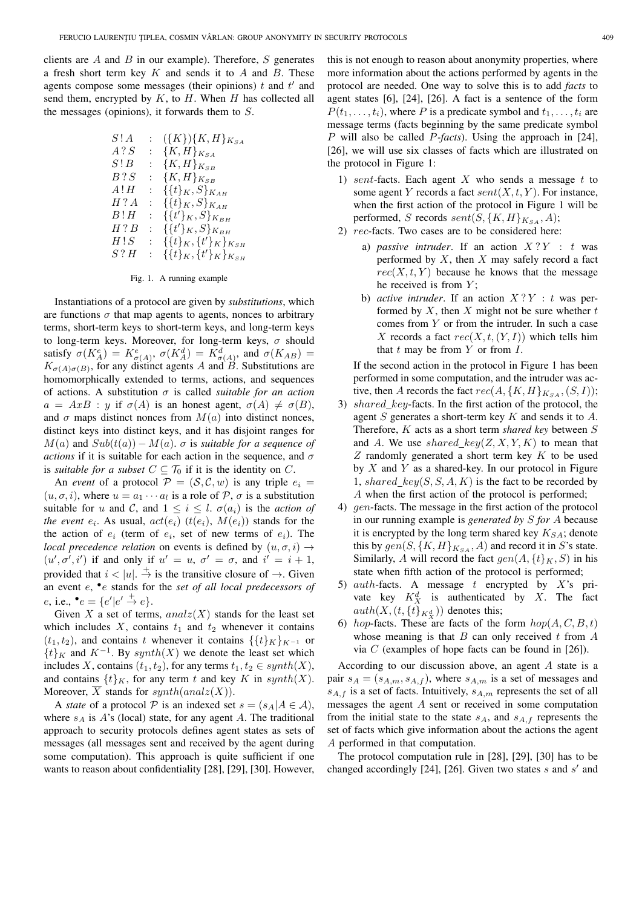clients are $A$ and $B$ in our example). Therefore, $S$ generates a fresh short term key $K$ and sends it to $A$ and $B$. These agents compose some messages (their opinions) $t$ and $t'$ and send them, encrypted by $K$, to $H$. When $H$ has collected all the messages (opinions), it forwards them to $S$.

$$
\begin{array}{lcl}
S\,!\,A & : & (\{K\})\{K,H\}_{K_{SA}} \\
A\,?\,S & : & \{K,H\}_{K_{SA}} \\
S\,!\,B & : & \{K,H\}_{K_{SB}} \\
B\,?\,S & : & \{K,H\}_{K_{SB}} \\
A\,!\,H & : & \{\{t\}_K,S\}_{K_{AH}} \\
H\,?\,A & : & \{\{t\}_K,S\}_{K_{AH}} \\
B\,!\,H & : & \{\{t'\}_K,S\}_{K_{BH}} \\
H\,?\,B & : & \{\{t'\}_K,S\}_{K_{BH}} \\
H\,!\,S & : & \{\{t\}_K,\{t'\}_K\}_{K_{SH}} \\
S\,?\,H & : & \{\{t\}_K,\{t'\}_K\}_{K_{SH}}
\end{array}
$$

Fig. 1. A running example

Instantiations of a protocol are given by *substitutions*, which are functions $\sigma$ that map agents to agents, nonces to arbitrary terms, short-term keys to short-term keys, and long-term keys to long-term keys. Moreover, for long-term keys, $\sigma$ should satisfy $\sigma(K_A^e) = K_{\sigma(A)}^e$, $\sigma(K_A^d) = K_{\sigma(A)}^d$, and $\sigma(K_{AB}) = K_{\sigma(A)\sigma(B)}$, for any distinct agents $A$ and $B$. Substitutions are homomorphically extended to terms, actions, and sequences of actions. A substitution $\sigma$ is called *suitable for an action* $a = AxB : y$ if $\sigma(A)$ is an honest agent, $\sigma(A) \neq \sigma(B)$, and $\sigma$ maps distinct nonces from $M(a)$ into distinct nonces, distinct keys into distinct keys, and it has disjoint ranges for $M(a)$ and $Sub(t(a)) - M(a)$. $\sigma$ is *suitable for a sequence of actions* if it is suitable for each action in the sequence, and $\sigma$ is *suitable for a subset* $C \subseteq \mathcal{T}_0$ if it is the identity on $C$.

An *event* of a protocol $\mathcal{P} = (\mathcal{S}, \mathcal{C}, w)$ is any triple $e_i = (u, \sigma, i)$, where $u = a_1 \cdots a_l$ is a role of $\mathcal{P}$, $\sigma$ is a substitution suitable for $u$ and $\mathcal{C}$, and $1 \leq i \leq l$. $\sigma(a_i)$ is the *action of the event* $e_i$. As usual, $act(e_i)$ ($t(e_i)$, $M(e_i)$) stands for the the action of $e_i$ (term of $e_i$, set of new terms of $e_i$). The *local precedence relation* on events is defined by $(u, \sigma, i) \rightarrow (u', \sigma', i')$ if and only if $u' = u$, $\sigma' = \sigma$, and $i' = i + 1$, provided that $i < |u|$. $\stackrel{+}{\rightarrow}$ is the transitive closure of $\rightarrow$. Given an event $e$, ${}^\bullet e$ stands for the *set of all local predecessors of* $e$, i.e., ${}^\bullet e = \{e' | e' \stackrel{+}{\rightarrow} e\}$.

Given $X$ a set of terms, $analz(X)$ stands for the least set which includes $X$, contains $t_1$ and $t_2$ whenever it contains $(t_1, t_2)$, and contains $t$ whenever it contains $\{\{t\}_K\}_{K^{-1}}$ or $\{t\}_K$ and $K^{-1}$. By $synth(X)$ we denote the least set which includes $X$, contains $(t_1, t_2)$, for any terms $t_1, t_2 \in synth(X)$, and contains $\{t\}_K$, for any term $t$ and key $K$ in $synth(X)$. Moreover, $\overline{X}$ stands for $synth(analz(X))$.

A *state* of a protocol $\mathcal{P}$ is an indexed set $s = (s_A | A \in \mathcal{A})$, where $s_A$ is $A$'s (local) state, for any agent $A$. The traditional approach to security protocols defines agent states as sets of messages (all messages sent and received by the agent during some computation). This approach is quite sufficient if one wants to reason about confidentiality [28], [29], [30]. However, this is not enough to reason about anonymity properties, where more information about the actions performed by agents in the protocol are needed. One way to solve this is to add *facts* to agent states [6], [24], [26]. A fact is a sentence of the form $P(t_1, \ldots, t_i)$, where $P$ is a predicate symbol and $t_1, \ldots, t_i$ are message terms (facts beginning by the same predicate symbol $P$ will also be called *$P$-facts*). Using the approach in [24], [26], we will use six classes of facts which are illustrated on the protocol in Figure 1:

1) $sent$-facts. Each agent $X$ who sends a message $t$ to some agent $Y$ records a fact $sent(X, t, Y)$. For instance, when the first action of the protocol in Figure 1 will be performed, $S$ records $sent(S, \{K, H\}_{K_{SA}}, A)$;
2) $rec$-facts. Two cases are to be considered here:
   a) *passive intruder*. If an action $X\,?\,Y : t$ was performed by $X$, then $X$ may safely record a fact $rec(X, t, Y)$ because he knows that the message he received is from $Y$;
   b) *active intruder*. If an action $X\,?\,Y : t$ was performed by $X$, then $X$ might not be sure whether $t$ comes from $Y$ or from the intruder. In such a case $X$ records a fact $rec(X, t, (Y, I))$ which tells him that $t$ may be from $Y$ or from $I$.

   If the second action in the protocol in Figure 1 has been performed in some computation, and the intruder was active, then $A$ records the fact $rec(A, \{K, H\}_{K_{SA}}, (S, I))$;
3) $shared\_key$-facts. In the first action of the protocol, the agent $S$ generates a short-term key $K$ and sends it to $A$. Therefore, $K$ acts as a short term *shared key* between $S$ and $A$. We use $shared\_key(Z, X, Y, K)$ to mean that $Z$ randomly generated a short term key $K$ to be used by $X$ and $Y$ as a shared-key. In our protocol in Figure 1, $shared\_key(S, S, A, K)$ is the fact to be recorded by $A$ when the first action of the protocol is performed;
4) $gen$-facts. The message in the first action of the protocol in our running example is *generated by $S$ for $A$* because it is encrypted by the long term shared key $K_{SA}$; denote this by $gen(S, \{K, H\}_{K_{SA}}, A)$ and record it in $S$'s state. Similarly, $A$ will record the fact $gen(A, \{t\}_K, S)$ in his state when fifth action of the protocol is performed;
5) $auth$-facts. A message $t$ encrypted by $X$'s private key $K_X^d$ is authenticated by $X$. The fact $auth(X, (t, \{t\}_{K_X^d}))$ denotes this;
6) $hop$-facts. These are facts of the form $hop(A, C, B, t)$ whose meaning is that $B$ can only received $t$ from $A$ via $C$ (examples of hope facts can be found in [26]).

According to our discussion above, an agent $A$ state is a pair $s_A = (s_{A,m}, s_{A,f})$, where $s_{A,m}$ is a set of messages and $s_{A,f}$ is a set of facts. Intuitively, $s_{A,m}$ represents the set of all messages the agent $A$ sent or received in some computation from the initial state to the state $s_A$, and $s_{A,f}$ represents the set of facts which give information about the actions the agent $A$ performed in that computation.

The protocol computation rule in [28], [29], [30] has to be changed accordingly [24], [26]. Given two states $s$ and $s'$ and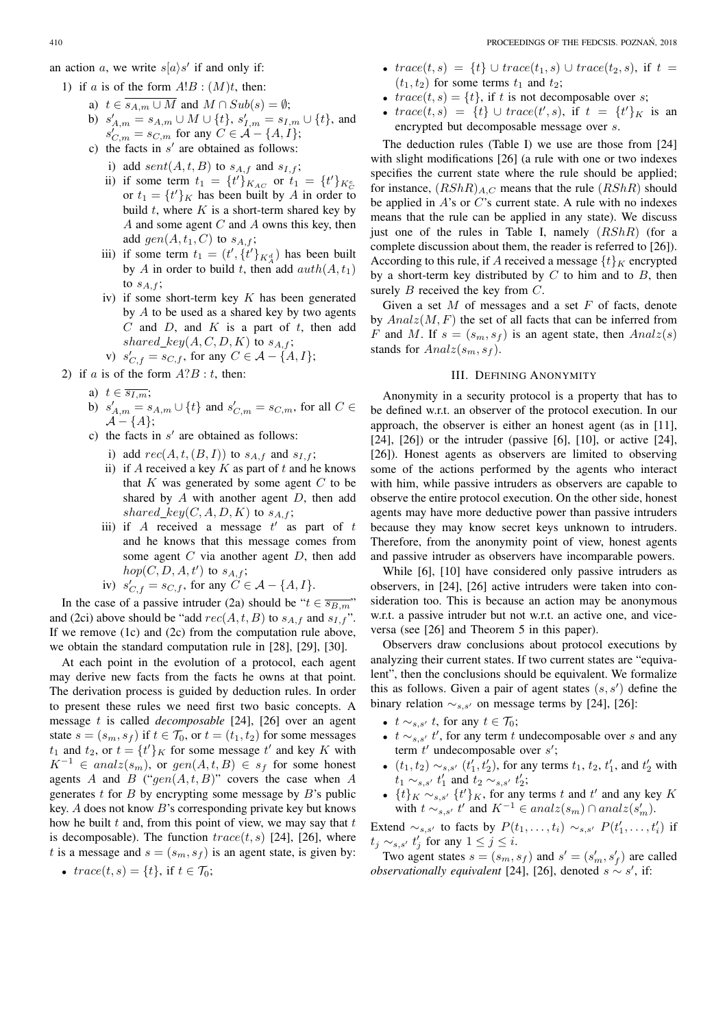an action $a$, we write $s[a\rangle s'$ if and only if:

1) if $a$ is of the form $A!B:(M)t$, then:
   a) $t \in \overline{s_{A,m} \cup M}$ and $M \cap Sub(s) = \emptyset$;
   b) $s'_{A,m} = s_{A,m} \cup M \cup \{t\}$, $s'_{I,m} = s_{I,m} \cup \{t\}$, and $s'_{C,m} = s_{C,m}$ for any $C \in \mathcal{A} - \{A, I\}$;
   c) the facts in $s'$ are obtained as follows:
      i) add $sent(A, t, B)$ to $s_{A,f}$ and $s_{I,f}$;
      ii) if some term $t_1 = \{t'\}_{K_{AC}}$ or $t_1 = \{t'\}_{K^e_C}$ or $t_1 = \{t'\}_K$ has been built by $A$ in order to build $t$, where $K$ is a short-term shared key by $A$ and some agent $C$ and $A$ owns this key, then add $gen(A, t_1, C)$ to $s_{A,f}$;
      iii) if some term $t_1 = (t', \{t'\}_{K^d_A})$ has been built by $A$ in order to build $t$, then add $auth(A, t_1)$ to $s_{A,f}$;
      iv) if some short-term key $K$ has been generated by $A$ to be used as a shared key by two agents $C$ and $D$, and $K$ is a part of $t$, then add $shared\_key(A, C, D, K)$ to $s_{A,f}$;
      v) $s'_{C,f} = s_{C,f}$, for any $C \in \mathcal{A} - \{A, I\}$;
2) if $a$ is of the form $A?B:t$, then:
   a) $t \in \overline{s_{I,m}}$;
   b) $s'_{A,m} = s_{A,m} \cup \{t\}$ and $s'_{C,m} = s_{C,m}$, for all $C \in \mathcal{A} - \{A\}$;
   c) the facts in $s'$ are obtained as follows:
      i) add $rec(A, t, (B, I))$ to $s_{A,f}$ and $s_{I,f}$;
      ii) if $A$ received a key $K$ as part of $t$ and he knows that $K$ was generated by some agent $C$ to be shared by $A$ with another agent $D$, then add $shared\_key(C, A, D, K)$ to $s_{A,f}$;
      iii) if $A$ received a message $t'$ as part of $t$ and he knows that this message comes from some agent $C$ via another agent $D$, then add $hop(C, D, A, t')$ to $s_{A,f}$;
      iv) $s'_{C,f} = s_{C,f}$, for any $C \in \mathcal{A} - \{A, I\}$.

In the case of a passive intruder (2a) should be "$t \in \overline{s_{B,m}}$" and (2ci) above should be "add $rec(A, t, B)$ to $s_{A,f}$ and $s_{I,f}$". If we remove (1c) and (2c) from the computation rule above, we obtain the standard computation rule in [28], [29], [30].

At each point in the evolution of a protocol, each agent may derive new facts from the facts he owns at that point. The derivation process is guided by deduction rules. In order to present these rules we need first two basic concepts. A message $t$ is called *decomposable* [24], [26] over an agent state $s = (s_m, s_f)$ if $t \in \mathcal{T}_0$, or $t = (t_1, t_2)$ for some messages $t_1$ and $t_2$, or $t = \{t'\}_K$ for some message $t'$ and key $K$ with $K^{-1} \in analz(s_m)$, or $gen(A, t, B) \in s_f$ for some honest agents $A$ and $B$ ("$gen(A, t, B)$" covers the case when $A$ generates $t$ for $B$ by encrypting some message by $B$'s public key. $A$ does not know $B$'s corresponding private key but knows how he built $t$ and, from this point of view, we may say that $t$ is decomposable). The function $trace(t, s)$ [24], [26], where $t$ is a message and $s = (s_m, s_f)$ is an agent state, is given by:

- $trace(t, s) = \{t\}$, if $t \in \mathcal{T}_0$;
- $trace(t, s) = \{t\} \cup trace(t_1, s) \cup trace(t_2, s)$, if $t = (t_1, t_2)$ for some terms $t_1$ and $t_2$;
- $trace(t, s) = \{t\}$, if $t$ is not decomposable over $s$;
- $trace(t, s) = \{t\} \cup trace(t', s)$, if $t = \{t'\}_K$ is an encrypted but decomposable message over $s$.

The deduction rules (Table I) we use are those from [24] with slight modifications [26] (a rule with one or two indexes specifies the current state where the rule should be applied; for instance, $(RShR)_{A,C}$ means that the rule $(RShR)$ should be applied in $A$'s or $C$'s current state. A rule with no indexes means that the rule can be applied in any state). We discuss just one of the rules in Table I, namely $(RShR)$ (for a complete discussion about them, the reader is referred to [26]). According to this rule, if $A$ received a message $\{t\}_K$ encrypted by a short-term key distributed by $C$ to him and to $B$, then surely $B$ received the key from $C$.

Given a set $M$ of messages and a set $F$ of facts, denote by $Analz(M, F)$ the set of all facts that can be inferred from $F$ and $M$. If $s = (s_m, s_f)$ is an agent state, then $Analz(s)$ stands for $Analz(s_m, s_f)$.

## III. Defining Anonymity

Anonymity in a security protocol is a property that has to be defined w.r.t. an observer of the protocol execution. In our approach, the observer is either an honest agent (as in [11], [24], [26]) or the intruder (passive [6], [10], or active [24], [26]). Honest agents as observers are limited to observing some of the actions performed by the agents who interact with him, while passive intruders as observers are capable to observe the entire protocol execution. On the other side, honest agents may have more deductive power than passive intruders because they may know secret keys unknown to intruders. Therefore, from the anonymity point of view, honest agents and passive intruder as observers have incomparable powers.

While [6], [10] have considered only passive intruders as observers, in [24], [26] active intruders were taken into consideration too. This is because an action may be anonymous w.r.t. a passive intruder but not w.r.t. an active one, and vice-versa (see [26] and Theorem 5 in this paper).

Observers draw conclusions about protocol executions by analyzing their current states. If two current states are "equivalent", then the conclusions should be equivalent. We formalize this as follows. Given a pair of agent states $(s, s')$ define the binary relation $\sim_{s,s'}$ on message terms by [24], [26]:

- $t \sim_{s,s'} t$, for any $t \in \mathcal{T}_0$;
- $t \sim_{s,s'} t'$, for any term $t$ undecomposable over $s$ and any term $t'$ undecomposable over $s'$;
- $(t_1, t_2) \sim_{s,s'} (t'_1, t'_2)$, for any terms $t_1$, $t_2$, $t'_1$, and $t'_2$ with $t_1 \sim_{s,s'} t'_1$ and $t_2 \sim_{s,s'} t'_2$;
- $\{t\}_K \sim_{s,s'} \{t'\}_K$, for any terms $t$ and $t'$ and any key $K$ with $t \sim_{s,s'} t'$ and $K^{-1} \in analz(s_m) \cap analz(s'_m)$.

Extend $\sim_{s,s'}$ to facts by $P(t_1, \ldots, t_i) \sim_{s,s'} P(t'_1, \ldots, t'_i)$ if $t_j \sim_{s,s'} t'_j$ for any $1 \le j \le i$.

Two agent states $s = (s_m, s_f)$ and $s' = (s'_m, s'_f)$ are called *observationally equivalent* [24], [26], denoted $s \sim s'$, if: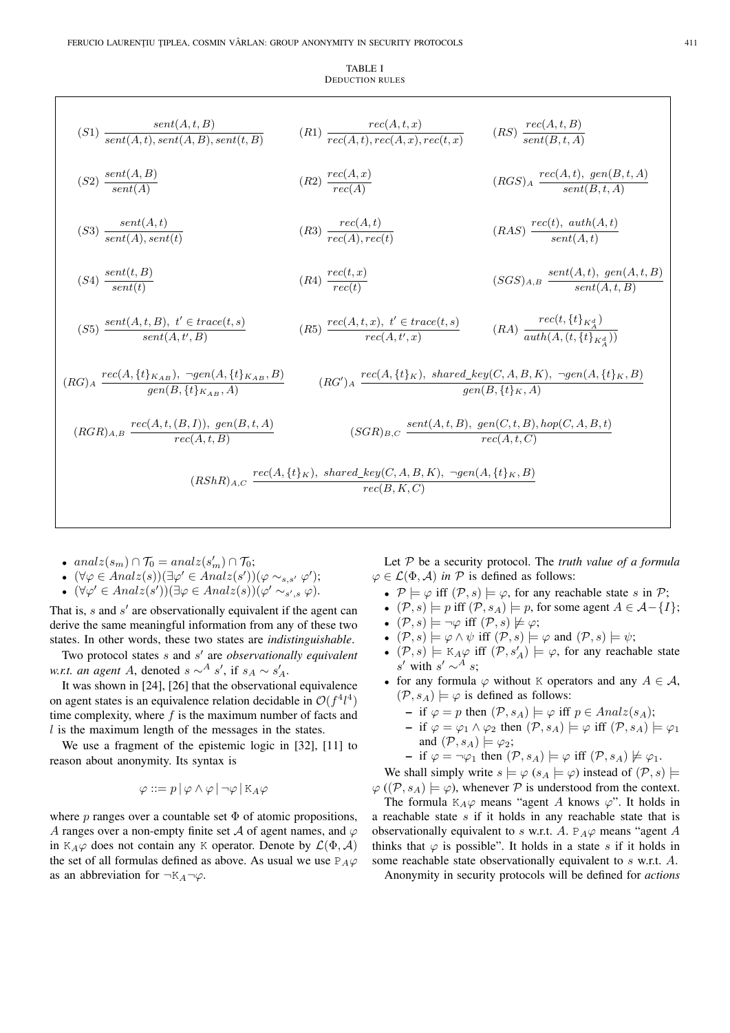TABLE I
DEDUCTION RULES

$$(S1)\ \frac{sent(A,t,B)}{sent(A,t), sent(A,B), sent(t,B)} \qquad (R1)\ \frac{rec(A,t,x)}{rec(A,t), rec(A,x), rec(t,x)} \qquad (RS)\ \frac{rec(A,t,B)}{sent(B,t,A)}$$

$$(S2)\ \frac{sent(A,B)}{sent(A)} \qquad (R2)\ \frac{rec(A,x)}{rec(A)} \qquad (RGS)_A\ \frac{rec(A,t),\ gen(B,t,A)}{sent(B,t,A)}$$

$$(S3)\ \frac{sent(A,t)}{sent(A), sent(t)} \qquad (R3)\ \frac{rec(A,t)}{rec(A), rec(t)} \qquad (RAS)\ \frac{rec(t),\ auth(A,t)}{sent(A,t)}$$

$$(S4)\ \frac{sent(t,B)}{sent(t)} \qquad (R4)\ \frac{rec(t,x)}{rec(t)} \qquad (SGS)_{A,B}\ \frac{sent(A,t),\ gen(A,t,B)}{sent(A,t,B)}$$

$$(S5)\ \frac{sent(A,t,B),\ t' \in trace(t,s)}{sent(A,t',B)} \qquad (R5)\ \frac{rec(A,t,x),\ t' \in trace(t,s)}{rec(A,t',x)} \qquad (RA)\ \frac{rec(t,\{t\}_{K_A^d})}{auth(A,(t,\{t\}_{K_A^d}))}$$

$$(RG)_A\ \frac{rec(A,\{t\}_{K_{AB}}),\ \neg gen(A,\{t\}_{K_{AB}},B)}{gen(B,\{t\}_{K_{AB}},A)} \qquad (RG')_A\ \frac{rec(A,\{t\}_K),\ shared\_key(C,A,B,K),\ \neg gen(A,\{t\}_K,B)}{gen(B,\{t\}_K,A)}$$

$$(RGR)_{A,B}\ \frac{rec(A,t,(B,I)),\ gen(B,t,A)}{rec(A,t,B)} \qquad (SGR)_{B,C}\ \frac{sent(A,t,B),\ gen(C,t,B), hop(C,A,B,t)}{rec(A,t,C)}$$

$$(RShR)_{A,C}\ \frac{rec(A,\{t\}_K),\ shared\_key(C,A,B,K),\ \neg gen(A,\{t\}_K,B)}{rec(B,K,C)}$$

- $analz(s_m) \cap \mathcal{T}_0 = analz(s'_m) \cap \mathcal{T}_0$;
- $(\forall \varphi \in Analz(s))(\exists \varphi' \in Analz(s'))(\varphi \sim_{s,s'} \varphi')$;
- $(\forall \varphi' \in Analz(s'))(\exists \varphi \in Analz(s))(\varphi' \sim_{s',s} \varphi)$.

That is, $s$ and $s'$ are observationally equivalent if the agent can derive the same meaningful information from any of these two states. In other words, these two states are *indistinguishable*.

Two protocol states $s$ and $s'$ are *observationally equivalent w.r.t. an agent* $A$, denoted $s \sim^A s'$, if $s_A \sim s'_A$.

It was shown in [24], [26] that the observational equivalence on agent states is an equivalence relation decidable in $\mathcal{O}(f^4 l^4)$ time complexity, where $f$ is the maximum number of facts and $l$ is the maximum length of the messages in the states.

We use a fragment of the epistemic logic in [32], [11] to reason about anonymity. Its syntax is

$$\varphi ::= p \,|\, \varphi \wedge \varphi \,|\, \neg\varphi \,|\, \mathtt{K}_A\varphi$$

where $p$ ranges over a countable set $\Phi$ of atomic propositions, $A$ ranges over a non-empty finite set $\mathcal{A}$ of agent names, and $\varphi$ in $\mathtt{K}_A\varphi$ does not contain any $\mathtt{K}$ operator. Denote by $\mathcal{L}(\Phi, \mathcal{A})$ the set of all formulas defined as above. As usual we use $\mathtt{P}_A\varphi$ as an abbreviation for $\neg\mathtt{K}_A\neg\varphi$.

Let $\mathcal{P}$ be a security protocol. The *truth value of a formula* $\varphi \in \mathcal{L}(\Phi, \mathcal{A})$ *in* $\mathcal{P}$ is defined as follows:

- $\mathcal{P} \models \varphi$ iff $(\mathcal{P}, s) \models \varphi$, for any reachable state $s$ in $\mathcal{P}$;
- $(\mathcal{P}, s) \models p$ iff $(\mathcal{P}, s_A) \models p$, for some agent $A \in \mathcal{A} - \{I\}$;
- $(\mathcal{P}, s) \models \neg\varphi$ iff $(\mathcal{P}, s) \not\models \varphi$;
- $(\mathcal{P}, s) \models \varphi \wedge \psi$ iff $(\mathcal{P}, s) \models \varphi$ and $(\mathcal{P}, s) \models \psi$;
- $(\mathcal{P}, s) \models \mathtt{K}_A\varphi$ iff $(\mathcal{P}, s'_A) \models \varphi$, for any reachable state $s'$ with $s' \sim^A s$;
- for any formula $\varphi$ without $\mathtt{K}$ operators and any $A \in \mathcal{A}$, $(\mathcal{P}, s_A) \models \varphi$ is defined as follows:
  - if $\varphi = p$ then $(\mathcal{P}, s_A) \models \varphi$ iff $p \in Analz(s_A)$;
  - if $\varphi = \varphi_1 \wedge \varphi_2$ then $(\mathcal{P}, s_A) \models \varphi$ iff $(\mathcal{P}, s_A) \models \varphi_1$ and $(\mathcal{P}, s_A) \models \varphi_2$;
  - if $\varphi = \neg\varphi_1$ then $(\mathcal{P}, s_A) \models \varphi$ iff $(\mathcal{P}, s_A) \not\models \varphi_1$.

We shall simply write $s \models \varphi$ ($s_A \models \varphi$) instead of $(\mathcal{P}, s) \models \varphi$ ($(\mathcal{P}, s_A) \models \varphi$), whenever $\mathcal{P}$ is understood from the context.

The formula $\mathtt{K}_A\varphi$ means "agent $A$ knows $\varphi$". It holds in a reachable state $s$ if it holds in any reachable state that is observationally equivalent to $s$ w.r.t. $A$. $\mathtt{P}_A\varphi$ means "agent $A$ thinks that $\varphi$ is possible". It holds in a state $s$ if it holds in some reachable state observationally equivalent to $s$ w.r.t. $A$.

Anonymity in security protocols will be defined for *actions*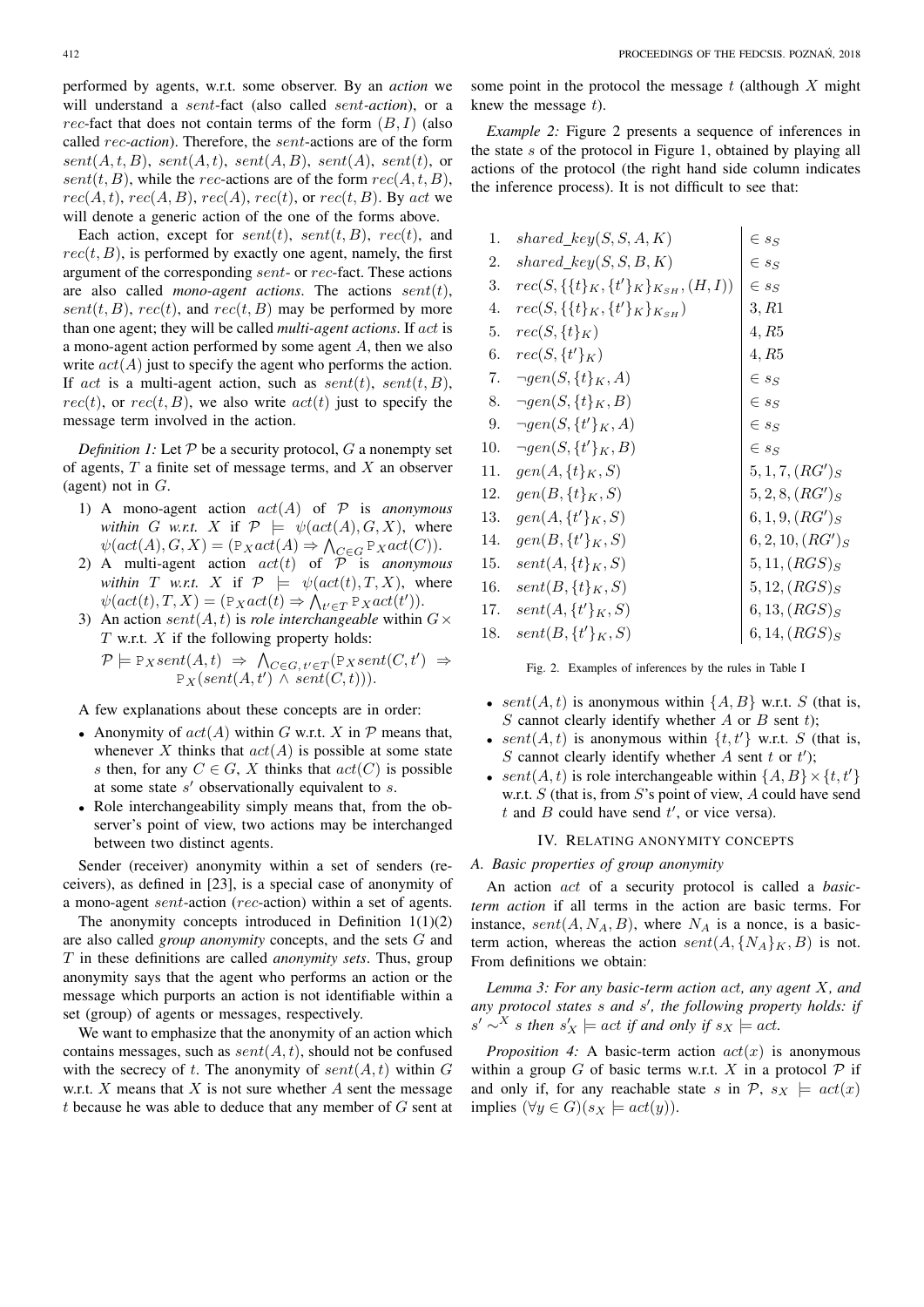performed by agents, w.r.t. some observer. By an *action* we will understand a $sent$-fact (also called $sent$-*action*), or a $rec$-fact that does not contain terms of the form $(B, I)$ (also called $rec$-*action*). Therefore, the $sent$-actions are of the form $sent(A, t, B)$, $sent(A, t)$, $sent(A, B)$, $sent(A)$, $sent(t)$, or $sent(t, B)$, while the $rec$-actions are of the form $rec(A, t, B)$, $rec(A, t)$, $rec(A, B)$, $rec(A)$, $rec(t)$, or $rec(t, B)$. By $act$ we will denote a generic action of the one of the forms above.

Each action, except for $sent(t)$, $sent(t, B)$, $rec(t)$, and $rec(t, B)$, is performed by exactly one agent, namely, the first argument of the corresponding $sent$- or $rec$-fact. These actions are also called ***mono-agent actions***. The actions $sent(t)$, $sent(t, B)$, $rec(t)$, and $rec(t, B)$ may be performed by more than one agent; they will be called ***multi-agent actions***. If $act$ is a mono-agent action performed by some agent $A$, then we also write $act(A)$ just to specify the agent who performs the action. If $act$ is a multi-agent action, such as $sent(t)$, $sent(t, B)$, $rec(t)$, or $rec(t, B)$, we also write $act(t)$ just to specify the message term involved in the action.

*Definition 1:* Let $\mathcal{P}$ be a security protocol, $G$ a nonempty set of agents, $T$ a finite set of message terms, and $X$ an observer (agent) not in $G$.

1) A mono-agent action $act(A)$ of $\mathcal{P}$ is *anonymous within $G$ w.r.t. $X$* if $\mathcal{P} \models \psi(act(A), G, X)$, where $\psi(act(A), G, X) = (\mathbb{P}_X act(A) \Rightarrow \bigwedge_{C \in G} \mathbb{P}_X act(C))$.
2) A multi-agent action $act(t)$ of $\mathcal{P}$ is *anonymous within $T$ w.r.t. $X$* if $\mathcal{P} \models \psi(act(t), T, X)$, where $\psi(act(t), T, X) = (\mathbb{P}_X act(t) \Rightarrow \bigwedge_{t' \in T} \mathbb{P}_X act(t'))$.
3) An action $sent(A, t)$ is *role interchangeable* within $G \times T$ w.r.t. $X$ if the following property holds:
$$\mathcal{P} \models \mathbb{P}_X sent(A, t) \Rightarrow \bigwedge_{C \in G,\, t' \in T} (\mathbb{P}_X sent(C, t') \Rightarrow \mathbb{P}_X(sent(A, t') \wedge sent(C, t))).$$

A few explanations about these concepts are in order:

- Anonymity of $act(A)$ within $G$ w.r.t. $X$ in $\mathcal{P}$ means that, whenever $X$ thinks that $act(A)$ is possible at some state $s$ then, for any $C \in G$, $X$ thinks that $act(C)$ is possible at some state $s'$ observationally equivalent to $s$.
- Role interchangeability simply means that, from the observer's point of view, two actions may be interchanged between two distinct agents.

Sender (receiver) anonymity within a set of senders (receivers), as defined in [23], is a special case of anonymity of a mono-agent $sent$-action ($rec$-action) within a set of agents.

The anonymity concepts introduced in Definition 1(1)(2) are also called *group anonymity* concepts, and the sets $G$ and $T$ in these definitions are called *anonymity sets*. Thus, group anonymity says that the agent who performs an action or the message which purports an action is not identifiable within a set (group) of agents or messages, respectively.

We want to emphasize that the anonymity of an action which contains messages, such as $sent(A, t)$, should not be confused with the secrecy of $t$. The anonymity of $sent(A, t)$ within $G$ w.r.t. $X$ means that $X$ is not sure whether $A$ sent the message $t$ because he was able to deduce that any member of $G$ sent at some point in the protocol the message $t$ (although $X$ might knew the message $t$).

*Example 2:* Figure 2 presents a sequence of inferences in the state $s$ of the protocol in Figure 1, obtained by playing all actions of the protocol (the right hand side column indicates the inference process). It is not difficult to see that:

| | | |
|---|---|---|
| 1. | $shared\_key(S, S, A, K)$ | $\in s_S$ |
| 2. | $shared\_key(S, S, B, K)$ | $\in s_S$ |
| 3. | $rec(S, \{\{t\}_K, \{t'\}_K\}_{K_{SH}}, (H, I))$ | $\in s_S$ |
| 4. | $rec(S, \{\{t\}_K, \{t'\}_K\}_{K_{SH}})$ | $3, R1$ |
| 5. | $rec(S, \{t\}_K)$ | $4, R5$ |
| 6. | $rec(S, \{t'\}_K)$ | $4, R5$ |
| 7. | $\neg gen(S, \{t\}_K, A)$ | $\in s_S$ |
| 8. | $\neg gen(S, \{t\}_K, B)$ | $\in s_S$ |
| 9. | $\neg gen(S, \{t'\}_K, A)$ | $\in s_S$ |
| 10. | $\neg gen(S, \{t'\}_K, B)$ | $\in s_S$ |
| 11. | $gen(A, \{t\}_K, S)$ | $5, 1, 7, (RG')_S$ |
| 12. | $gen(B, \{t\}_K, S)$ | $5, 2, 8, (RG')_S$ |
| 13. | $gen(A, \{t'\}_K, S)$ | $6, 1, 9, (RG')_S$ |
| 14. | $gen(B, \{t'\}_K, S)$ | $6, 2, 10, (RG')_S$ |
| 15. | $sent(A, \{t\}_K, S)$ | $5, 11, (RGS)_S$ |
| 16. | $sent(B, \{t\}_K, S)$ | $5, 12, (RGS)_S$ |
| 17. | $sent(A, \{t'\}_K, S)$ | $6, 13, (RGS)_S$ |
| 18. | $sent(B, \{t'\}_K, S)$ | $6, 14, (RGS)_S$ |

Fig. 2. Examples of inferences by the rules in Table I

- $sent(A, t)$ is anonymous within $\{A, B\}$ w.r.t. $S$ (that is, $S$ cannot clearly identify whether $A$ or $B$ sent $t$);
- $sent(A, t)$ is anonymous within $\{t, t'\}$ w.r.t. $S$ (that is, $S$ cannot clearly identify whether $A$ sent $t$ or $t'$);
- $sent(A, t)$ is role interchangeable within $\{A, B\} \times \{t, t'\}$ w.r.t. $S$ (that is, from $S$'s point of view, $A$ could have send $t$ and $B$ could have send $t'$, or vice versa).

## IV. Relating anonymity concepts

### A. Basic properties of group anonymity

An action $act$ of a security protocol is called a *basic-term action* if all terms in the action are basic terms. For instance, $sent(A, N_A, B)$, where $N_A$ is a nonce, is a basic-term action, whereas the action $sent(A, \{N_A\}_K, B)$ is not. From definitions we obtain:

*Lemma 3: For any basic-term action $act$, any agent $X$, and any protocol states $s$ and $s'$, the following property holds: if $s' \sim^X s$ then $s'_X \models act$ if and only if $s_X \models act$.*

*Proposition 4:* A basic-term action $act(x)$ is anonymous within a group $G$ of basic terms w.r.t. $X$ in a protocol $\mathcal{P}$ if and only if, for any reachable state $s$ in $\mathcal{P}$, $s_X \models act(x)$ implies $(\forall y \in G)(s_X \models act(y))$.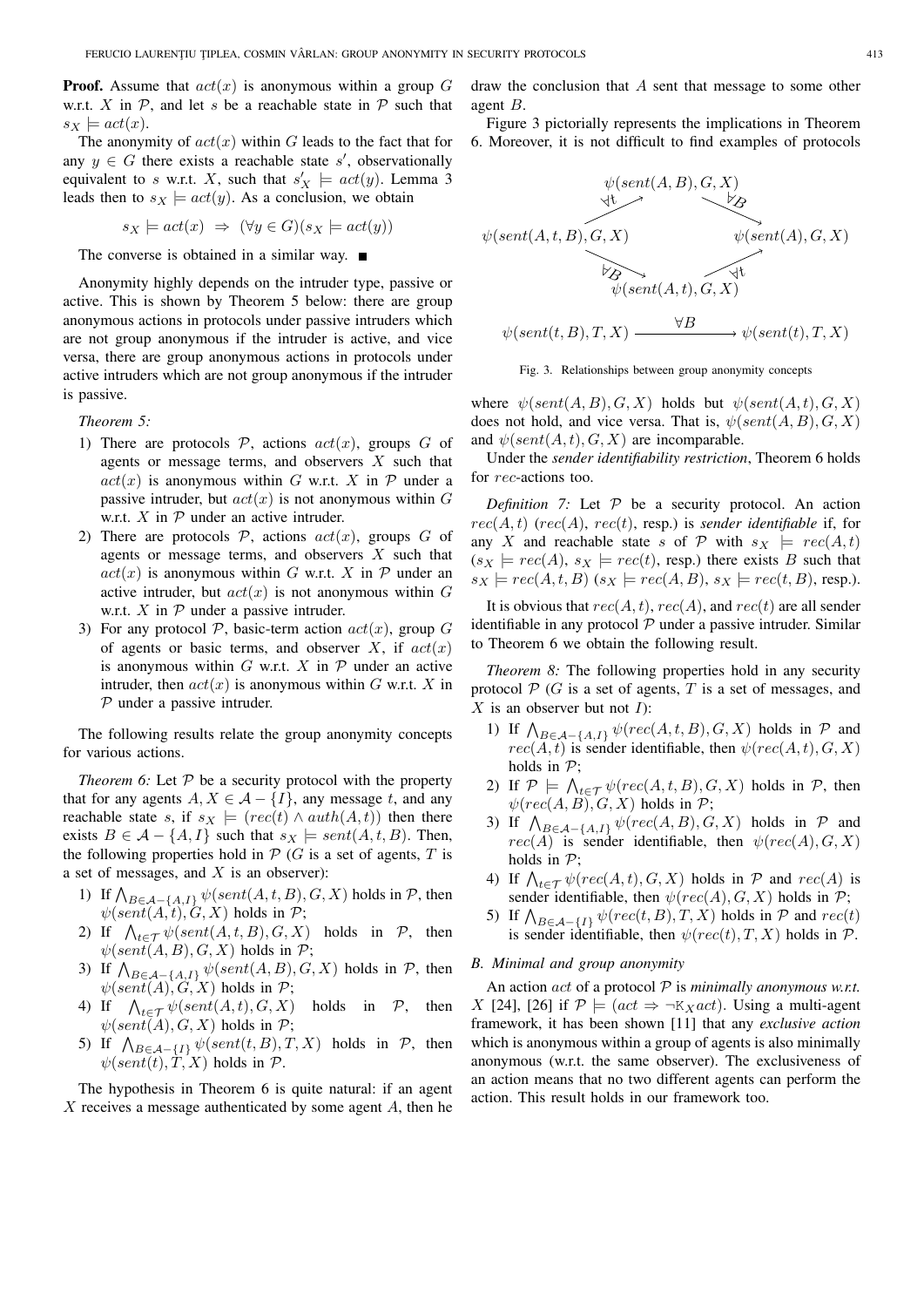**Proof.** Assume that $act(x)$ is anonymous within a group $G$ w.r.t. $X$ in $\mathcal{P}$, and let $s$ be a reachable state in $\mathcal{P}$ such that $s_X \models act(x)$.

The anonymity of $act(x)$ within $G$ leads to the fact that for any $y \in G$ there exists a reachable state $s'$, observationally equivalent to $s$ w.r.t. $X$, such that $s'_X \models act(y)$. Lemma 3 leads then to $s_X \models act(y)$. As a conclusion, we obtain

$$s_X \models act(x) \;\Rightarrow\; (\forall y \in G)(s_X \models act(y))$$

The converse is obtained in a similar way. ∎

Anonymity highly depends on the intruder type, passive or active. This is shown by Theorem 5 below: there are group anonymous actions in protocols under passive intruders which are not group anonymous if the intruder is active, and vice versa, there are group anonymous actions in protocols under active intruders which are not group anonymous if the intruder is passive.

*Theorem 5:*

1) There are protocols $\mathcal{P}$, actions $act(x)$, groups $G$ of agents or message terms, and observers $X$ such that $act(x)$ is anonymous within $G$ w.r.t. $X$ in $\mathcal{P}$ under a passive intruder, but $act(x)$ is not anonymous within $G$ w.r.t. $X$ in $\mathcal{P}$ under an active intruder.
2) There are protocols $\mathcal{P}$, actions $act(x)$, groups $G$ of agents or message terms, and observers $X$ such that $act(x)$ is anonymous within $G$ w.r.t. $X$ in $\mathcal{P}$ under an active intruder, but $act(x)$ is not anonymous within $G$ w.r.t. $X$ in $\mathcal{P}$ under a passive intruder.
3) For any protocol $\mathcal{P}$, basic-term action $act(x)$, group $G$ of agents or basic terms, and observer $X$, if $act(x)$ is anonymous within $G$ w.r.t. $X$ in $\mathcal{P}$ under an active intruder, then $act(x)$ is anonymous within $G$ w.r.t. $X$ in $\mathcal{P}$ under a passive intruder.

The following results relate the group anonymity concepts for various actions.

*Theorem 6:* Let $\mathcal{P}$ be a security protocol with the property that for any agents $A, X \in \mathcal{A} - \{I\}$, any message $t$, and any reachable state $s$, if $s_X \models (rec(t) \wedge auth(A,t))$ then there exists $B \in \mathcal{A} - \{A, I\}$ such that $s_X \models sent(A,t,B)$. Then, the following properties hold in $\mathcal{P}$ ($G$ is a set of agents, $T$ is a set of messages, and $X$ is an observer):

1) If $\bigwedge_{B \in \mathcal{A}-\{A,I\}} \psi(sent(A,t,B), G, X)$ holds in $\mathcal{P}$, then $\psi(sent(A,t), G, X)$ holds in $\mathcal{P}$;
2) If $\bigwedge_{t \in \mathcal{T}} \psi(sent(A,t,B), G, X)$ holds in $\mathcal{P}$, then $\psi(sent(A,B), G, X)$ holds in $\mathcal{P}$;
3) If $\bigwedge_{B \in \mathcal{A}-\{A,I\}} \psi(sent(A,B), G, X)$ holds in $\mathcal{P}$, then $\psi(sent(A), G, X)$ holds in $\mathcal{P}$;
4) If $\bigwedge_{t \in \mathcal{T}} \psi(sent(A,t), G, X)$ holds in $\mathcal{P}$, then $\psi(sent(A), G, X)$ holds in $\mathcal{P}$;
5) If $\bigwedge_{B \in \mathcal{A}-\{I\}} \psi(sent(t,B), T, X)$ holds in $\mathcal{P}$, then $\psi(sent(t), T, X)$ holds in $\mathcal{P}$.

The hypothesis in Theorem 6 is quite natural: if an agent $X$ receives a message authenticated by some agent $A$, then he draw the conclusion that $A$ sent that message to some other agent $B$.

Figure 3 pictorially represents the implications in Theorem 6. Moreover, it is not difficult to find examples of protocols

$\psi(sent(A,B), G, X)$

$\forall t$ $\quad \forall B$

$\psi(sent(A,t,B), G, X)$ $\quad \psi(sent(A), G, X)$

$\forall B$ $\quad \forall t$

$\psi(sent(A,t), G, X)$

$\psi(sent(t,B), T, X) \xrightarrow{\forall B} \psi(sent(t), T, X)$

Fig. 3. Relationships between group anonymity concepts

where $\psi(sent(A,B), G, X)$ holds but $\psi(sent(A,t), G, X)$ does not hold, and vice versa. That is, $\psi(sent(A,B), G, X)$ and $\psi(sent(A,t), G, X)$ are incomparable.

Under the *sender identifiability restriction*, Theorem 6 holds for $rec$-actions too.

*Definition 7:* Let $\mathcal{P}$ be a security protocol. An action $rec(A,t)$ ($rec(A)$, $rec(t)$, resp.) is *sender identifiable* if, for any $X$ and reachable state $s$ of $\mathcal{P}$ with $s_X \models rec(A,t)$ ($s_X \models rec(A)$, $s_X \models rec(t)$, resp.) there exists $B$ such that $s_X \models rec(A,t,B)$ ($s_X \models rec(A,B)$, $s_X \models rec(t,B)$, resp.).

It is obvious that $rec(A,t)$, $rec(A)$, and $rec(t)$ are all sender identifiable in any protocol $\mathcal{P}$ under a passive intruder. Similar to Theorem 6 we obtain the following result.

*Theorem 8:* The following properties hold in any security protocol $\mathcal{P}$ ($G$ is a set of agents, $T$ is a set of messages, and $X$ is an observer but not $I$):

1) If $\bigwedge_{B \in \mathcal{A}-\{A,I\}} \psi(rec(A,t,B), G, X)$ holds in $\mathcal{P}$ and $rec(A,t)$ is sender identifiable, then $\psi(rec(A,t), G, X)$ holds in $\mathcal{P}$;
2) If $\mathcal{P} \models \bigwedge_{t \in \mathcal{T}} \psi(rec(A,t,B), G, X)$ holds in $\mathcal{P}$, then $\psi(rec(A,B), G, X)$ holds in $\mathcal{P}$;
3) If $\bigwedge_{B \in \mathcal{A}-\{A,I\}} \psi(rec(A,B), G, X)$ holds in $\mathcal{P}$ and $rec(A)$ is sender identifiable, then $\psi(rec(A), G, X)$ holds in $\mathcal{P}$;
4) If $\bigwedge_{t \in \mathcal{T}} \psi(rec(A,t), G, X)$ holds in $\mathcal{P}$ and $rec(A)$ is sender identifiable, then $\psi(rec(A), G, X)$ holds in $\mathcal{P}$;
5) If $\bigwedge_{B \in \mathcal{A}-\{I\}} \psi(rec(t,B), T, X)$ holds in $\mathcal{P}$ and $rec(t)$ is sender identifiable, then $\psi(rec(t), T, X)$ holds in $\mathcal{P}$.

### B. Minimal and group anonymity

An action $act$ of a protocol $\mathcal{P}$ is *minimally anonymous w.r.t.* $X$ [24], [26] if $\mathcal{P} \models (act \Rightarrow \neg \mathrm{K}_X act)$. Using a multi-agent framework, it has been shown [11] that any *exclusive action* which is anonymous within a group of agents is also minimally anonymous (w.r.t. the same observer). The exclusiveness of an action means that no two different agents can perform the action. This result holds in our framework too.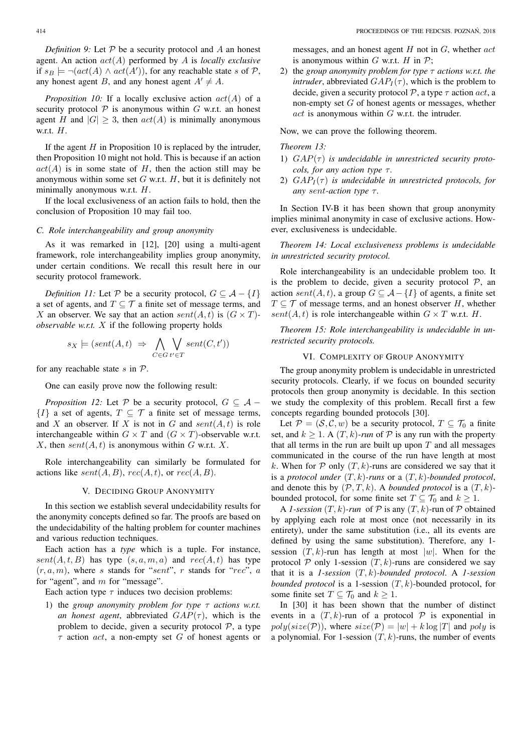*Definition 9:* Let $\mathcal{P}$ be a security protocol and $A$ an honest agent. An action $act(A)$ performed by $A$ is *locally exclusive* if $s_B \models \neg(act(A) \wedge act(A'))$, for any reachable state $s$ of $\mathcal{P}$, any honest agent $B$, and any honest agent $A' \neq A$.

*Proposition 10:* If a locally exclusive action $act(A)$ of a security protocol $\mathcal{P}$ is anonymous within $G$ w.r.t. an honest agent $H$ and $|G| \geq 3$, then $act(A)$ is minimally anonymous w.r.t. $H$.

If the agent $H$ in Proposition 10 is replaced by the intruder, then Proposition 10 might not hold. This is because if an action $act(A)$ is in some state of $H$, then the action still may be anonymous within some set $G$ w.r.t. $H$, but it is definitely not minimally anonymous w.r.t. $H$.

If the local exclusiveness of an action fails to hold, then the conclusion of Proposition 10 may fail too.

### C. Role interchangeability and group anonymity

As it was remarked in [12], [20] using a multi-agent framework, role interchangeability implies group anonymity, under certain conditions. We recall this result here in our security protocol framework.

*Definition 11:* Let $\mathcal{P}$ be a security protocol, $G \subseteq \mathcal{A} - \{I\}$ a set of agents, and $T \subseteq \mathcal{T}$ a finite set of message terms, and $X$ an observer. We say that an action $sent(A,t)$ is $(G \times T)$-*observable w.r.t.* $X$ if the following property holds

$$s_X \models (sent(A,t) \ \Rightarrow \ \bigwedge_{C \in G} \bigvee_{t' \in T} sent(C,t'))$$

for any reachable state $s$ in $\mathcal{P}$.

One can easily prove now the following result:

*Proposition 12:* Let $\mathcal{P}$ be a security protocol, $G \subseteq \mathcal{A} - \{I\}$ a set of agents, $T \subseteq \mathcal{T}$ a finite set of message terms, and $X$ an observer. If $X$ is not in $G$ and $sent(A,t)$ is role interchangeable within $G \times T$ and $(G \times T)$-observable w.r.t. $X$, then $sent(A,t)$ is anonymous within $G$ w.r.t. $X$.

Role interchangeability can similarly be formulated for actions like $sent(A,B)$, $rec(A,t)$, or $rec(A,B)$.

## V. Deciding Group Anonymity

In this section we establish several undecidability results for the anonymity concepts defined so far. The proofs are based on the undecidability of the halting problem for counter machines and various reduction techniques.

Each action has a *type* which is a tuple. For instance, $sent(A,t,B)$ has type $(s,a,m,a)$ and $rec(A,t)$ has type $(r,a,m)$, where $s$ stands for "$sent$", $r$ stands for "$rec$", $a$ for "agent", and $m$ for "message".

Each action type $\tau$ induces two decision problems:

1) the *group anonymity problem for type* $\tau$ *actions w.r.t. an honest agent*, abbreviated $GAP(\tau)$, which is the problem to decide, given a security protocol $\mathcal{P}$, a type $\tau$ action $act$, a non-empty set $G$ of honest agents or messages, and an honest agent $H$ not in $G$, whether $act$ is anonymous within $G$ w.r.t. $H$ in $\mathcal{P}$;
2) the *group anonymity problem for type* $\tau$ *actions w.r.t. the intruder*, abbreviated $GAP_I(\tau)$, which is the problem to decide, given a security protocol $\mathcal{P}$, a type $\tau$ action $act$, a non-empty set $G$ of honest agents or messages, whether $act$ is anonymous within $G$ w.r.t. the intruder.

Now, we can prove the following theorem.

*Theorem 13:*
1) $GAP(\tau)$ *is undecidable in unrestricted security protocols, for any action type* $\tau$.
2) $GAP_I(\tau)$ *is undecidable in unrestricted protocols, for any* $sent$*-action type* $\tau$.

In Section IV-B it has been shown that group anonymity implies minimal anonymity in case of exclusive actions. However, exclusiveness is undecidable.

*Theorem 14: Local exclusiveness problems is undecidable in unrestricted security protocol.*

Role interchangeability is an undecidable problem too. It is the problem to decide, given a security protocol $\mathcal{P}$, an action $sent(A,t)$, a group $G \subseteq \mathcal{A} - \{I\}$ of agents, a finite set $T \subseteq \mathcal{T}$ of message terms, and an honest observer $H$, whether $sent(A,t)$ is role interchangeable within $G \times T$ w.r.t. $H$.

*Theorem 15: Role interchangeability is undecidable in unrestricted security protocols.*

## VI. Complexity of Group Anonymity

The group anonymity problem is undecidable in unrestricted security protocols. Clearly, if we focus on bounded security protocols then group anonymity is decidable. In this section we study the complexity of this problem. Recall first a few concepts regarding bounded protocols [30].

Let $\mathcal{P} = (\mathcal{S}, \mathcal{C}, w)$ be a security protocol, $T \subseteq \mathcal{T}_0$ a finite set, and $k \geq 1$. A $(T,k)$*-run* of $\mathcal{P}$ is any run with the property that all terms in the run are built up upon $T$ and all messages communicated in the course of the run have length at most $k$. When for $\mathcal{P}$ only $(T,k)$-runs are considered we say that it is a *protocol under* $(T,k)$*-runs* or a $(T,k)$*-bounded protocol*, and denote this by $(\mathcal{P}, T, k)$. A *bounded protocol* is a $(T,k)$-bounded protocol, for some finite set $T \subseteq \mathcal{T}_0$ and $k \geq 1$.

A *1-session* $(T,k)$*-run* of $\mathcal{P}$ is any $(T,k)$-run of $\mathcal{P}$ obtained by applying each role at most once (not necessarily in its entirety), under the same substitution (i.e., all its events are defined by using the same substitution). Therefore, any 1-session $(T,k)$-run has length at most $|w|$. When for the protocol $\mathcal{P}$ only 1-session $(T,k)$-runs are considered we say that it is a *1-session* $(T,k)$*-bounded protocol*. A *1-session bounded protocol* is a 1-session $(T,k)$-bounded protocol, for some finite set $T \subseteq \mathcal{T}_0$ and $k \geq 1$.

In [30] it has been shown that the number of distinct events in a $(T,k)$-run of a protocol $\mathcal{P}$ is exponential in $poly(size(\mathcal{P}))$, where $size(\mathcal{P}) = |w| + k \log |T|$ and $poly$ is a polynomial. For 1-session $(T,k)$-runs, the number of events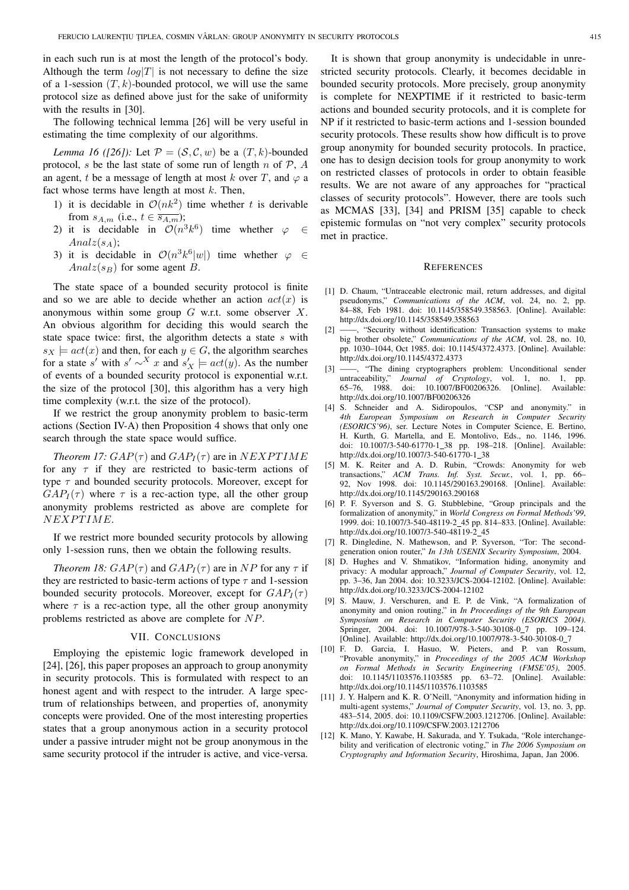in each such run is at most the length of the protocol's body. Although the term $log|T|$ is not necessary to define the size of a 1-session $(T,k)$-bounded protocol, we will use the same protocol size as defined above just for the sake of uniformity with the results in [30].

The following technical lemma [26] will be very useful in estimating the time complexity of our algorithms.

*Lemma 16 ([26]):* Let $\mathcal{P} = (\mathcal{S}, \mathcal{C}, w)$ be a $(T,k)$-bounded protocol, $s$ be the last state of some run of length $n$ of $\mathcal{P}$, $A$ an agent, $t$ be a message of length at most $k$ over $T$, and $\varphi$ a fact whose terms have length at most $k$. Then,

1) it is decidable in $\mathcal{O}(nk^2)$ time whether $t$ is derivable from $s_{A,m}$ (i.e., $t \in \overline{s_{A,m}}$);
2) it is decidable in $\mathcal{O}(n^3k^6)$ time whether $\varphi \in Analz(s_A)$;
3) it is decidable in $\mathcal{O}(n^3k^6|w|)$ time whether $\varphi \in Analz(s_B)$ for some agent $B$.

The state space of a bounded security protocol is finite and so we are able to decide whether an action $act(x)$ is anonymous within some group $G$ w.r.t. some observer $X$. An obvious algorithm for deciding this would search the state space twice: first, the algorithm detects a state $s$ with $s_X \models act(x)$ and then, for each $y \in G$, the algorithm searches for a state $s'$ with $s' \sim^X x$ and $s'_X \models act(y)$. As the number of events of a bounded security protocol is exponential w.r.t. the size of the protocol [30], this algorithm has a very high time complexity (w.r.t. the size of the protocol).

If we restrict the group anonymity problem to basic-term actions (Section IV-A) then Proposition 4 shows that only one search through the state space would suffice.

*Theorem 17:* $GAP(\tau)$ and $GAP_I(\tau)$ are in $NEXPTIME$ for any $\tau$ if they are restricted to basic-term actions of type $\tau$ and bounded security protocols. Moreover, except for $GAP_I(\tau)$ where $\tau$ is a rec-action type, all the other group anonymity problems restricted as above are complete for $NEXPTIME$.

If we restrict more bounded security protocols by allowing only 1-session runs, then we obtain the following results.

*Theorem 18:* $GAP(\tau)$ and $GAP_I(\tau)$ are in $NP$ for any $\tau$ if they are restricted to basic-term actions of type $\tau$ and 1-session bounded security protocols. Moreover, except for $GAP_I(\tau)$ where $\tau$ is a rec-action type, all the other group anonymity problems restricted as above are complete for $NP$.

## VII. Conclusions

Employing the epistemic logic framework developed in [24], [26], this paper proposes an approach to group anonymity in security protocols. This is formulated with respect to an honest agent and with respect to the intruder. A large spectrum of relationships between, and properties of, anonymity concepts were provided. One of the most interesting properties states that a group anonymous action in a security protocol under a passive intruder might not be group anonymous in the same security protocol if the intruder is active, and vice-versa.

It is shown that group anonymity is undecidable in unrestricted security protocols. Clearly, it becomes decidable in bounded security protocols. More precisely, group anonymity is complete for NEXPTIME if it restricted to basic-term actions and bounded security protocols, and it is complete for NP if it restricted to basic-term actions and 1-session bounded security protocols. These results show how difficult is to prove group anonymity for bounded security protocols. In practice, one has to design decision tools for group anonymity to work on restricted classes of protocols in order to obtain feasible results. We are not aware of any approaches for "practical classes of security protocols". However, there are tools such as MCMAS [33], [34] and PRISM [35] capable to check epistemic formulas on "not very complex" security protocols met in practice.

## References

[1] D. Chaum, "Untraceable electronic mail, return addresses, and digital pseudonyms," *Communications of the ACM*, vol. 24, no. 2, pp. 84–88, Feb 1981. doi: 10.1145/358549.358563. [Online]. Available: http://dx.doi.org/10.1145/358549.358563

[2] ——, "Security without identification: Transaction systems to make big brother obsolete," *Communications of the ACM*, vol. 28, no. 10, pp. 1030–1044, Oct 1985. doi: 10.1145/4372.4373. [Online]. Available: http://dx.doi.org/10.1145/4372.4373

[3] ——, "The dining cryptographers problem: Unconditional sender untraceability," *Journal of Cryptology*, vol. 1, no. 1, pp. 65–76, 1988. doi: 10.1007/BF00206326. [Online]. Available: http://dx.doi.org/10.1007/BF00206326

[4] S. Schneider and A. Sidiropoulos, "CSP and anonymity." in *4th European Symposium on Research in Computer Security (ESORICS'96)*, ser. Lecture Notes in Computer Science, E. Bertino, H. Kurth, G. Martella, and E. Montolivo, Eds., no. 1146, 1996. doi: 10.1007/3-540-61770-1_38 pp. 198–218. [Online]. Available: http://dx.doi.org/10.1007/3-540-61770-1_38

[5] M. K. Reiter and A. D. Rubin, "Crowds: Anonymity for web transactions," *ACM Trans. Inf. Syst. Secur.*, vol. 1, pp. 66–92, Nov 1998. doi: 10.1145/290163.290168. [Online]. Available: http://dx.doi.org/10.1145/290163.290168

[6] P. F. Syverson and S. G. Stubblebine, "Group principals and the formalization of anonymity," in *World Congress on Formal Methods'99*, 1999. doi: 10.1007/3-540-48119-2_45 pp. 814–833. [Online]. Available: http://dx.doi.org/10.1007/3-540-48119-2_45

[7] R. Dingledine, N. Mathewson, and P. Syverson, "Tor: The second-generation onion router," *In 13th USENIX Security Symposium*, 2004.

[8] D. Hughes and V. Shmatikov, "Information hiding, anonymity and privacy: A modular approach," *Journal of Computer Security*, vol. 12, pp. 3–36, Jan 2004. doi: 10.3233/JCS-2004-12102. [Online]. Available: http://dx.doi.org/10.3233/JCS-2004-12102

[9] S. Mauw, J. Verschuren, and E. P. de Vink, "A formalization of anonymity and onion routing," in *In Proceedings of the 9th European Symposium on Research in Computer Security (ESORICS 2004)*. Springer, 2004. doi: 10.1007/978-3-540-30108-0_7 pp. 109–124. [Online]. Available: http://dx.doi.org/10.1007/978-3-540-30108-0_7

[10] F. D. Garcia, I. Hasuo, W. Pieters, and P. van Rossum, "Provable anonymity," in *Proceedings of the 2005 ACM Workshop on Formal Methods in Security Engineering (FMSE'05)*, 2005. doi: 10.1145/1103576.1103585 pp. 63–72. [Online]. Available: http://dx.doi.org/10.1145/1103576.1103585

[11] J. Y. Halpern and K. R. O'Neill, "Anonymity and information hiding in multi-agent systems," *Journal of Computer Security*, vol. 13, no. 3, pp. 483–514, 2005. doi: 10.1109/CSFW.2003.1212706. [Online]. Available: http://dx.doi.org/10.1109/CSFW.2003.1212706

[12] K. Mano, Y. Kawabe, H. Sakurada, and Y. Tsukada, "Role interchangebility and verification of electronic voting," in *The 2006 Symposium on Cryptography and Information Security*, Hiroshima, Japan, Jan 2006.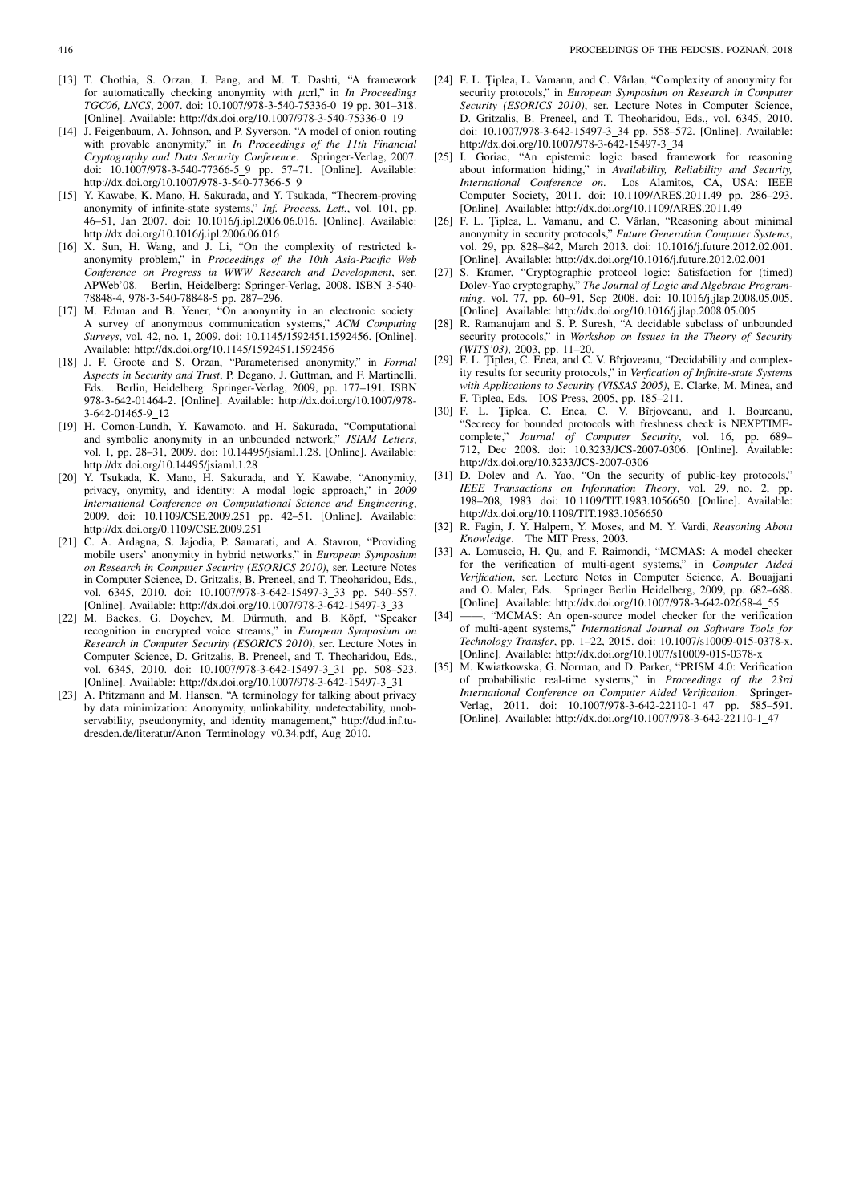[13] T. Chothia, S. Orzan, J. Pang, and M. T. Dashti, "A framework for automatically checking anonymity with $\mu$crl," in *In Proceedings TGC06, LNCS*, 2007. doi: 10.1007/978-3-540-75336-0_19 pp. 301–318. [Online]. Available: http://dx.doi.org/10.1007/978-3-540-75336-0_19

[14] J. Feigenbaum, A. Johnson, and P. Syverson, "A model of onion routing with provable anonymity," in *In Proceedings of the 11th Financial Cryptography and Data Security Conference*. Springer-Verlag, 2007. doi: 10.1007/978-3-540-77366-5_9 pp. 57–71. [Online]. Available: http://dx.doi.org/10.1007/978-3-540-77366-5_9

[15] Y. Kawabe, K. Mano, H. Sakurada, and Y. Tsukada, "Theorem-proving anonymity of infinite-state systems," *Inf. Process. Lett.*, vol. 101, pp. 46–51, Jan 2007. doi: 10.1016/j.ipl.2006.06.016. [Online]. Available: http://dx.doi.org/10.1016/j.ipl.2006.06.016

[16] X. Sun, H. Wang, and J. Li, "On the complexity of restricted k-anonymity problem," in *Proceedings of the 10th Asia-Pacific Web Conference on Progress in WWW Research and Development*, ser. APWeb'08. Berlin, Heidelberg: Springer-Verlag, 2008. ISBN 3-540-78848-4, 978-3-540-78848-5 pp. 287–296.

[17] M. Edman and B. Yener, "On anonymity in an electronic society: A survey of anonymous communication systems," *ACM Computing Surveys*, vol. 42, no. 1, 2009. doi: 10.1145/1592451.1592456. [Online]. Available: http://dx.doi.org/10.1145/1592451.1592456

[18] J. F. Groote and S. Orzan, "Parameterised anonymity," in *Formal Aspects in Security and Trust*, P. Degano, J. Guttman, and F. Martinelli, Eds. Berlin, Heidelberg: Springer-Verlag, 2009, pp. 177–191. ISBN 978-3-642-01464-2. [Online]. Available: http://dx.doi.org/10.1007/978-3-642-01465-9_12

[19] H. Comon-Lundh, Y. Kawamoto, and H. Sakurada, "Computational and symbolic anonymity in an unbounded network," *JSIAM Letters*, vol. 1, pp. 28–31, 2009. doi: 10.14495/jsiaml.1.28. [Online]. Available: http://dx.doi.org/10.14495/jsiaml.1.28

[20] Y. Tsukada, K. Mano, H. Sakurada, and Y. Kawabe, "Anonymity, privacy, onymity, and identity: A modal logic approach," in *2009 International Conference on Computational Science and Engineering*, 2009. doi: 10.1109/CSE.2009.251 pp. 42–51. [Online]. Available: http://dx.doi.org/0.1109/CSE.2009.251

[21] C. A. Ardagna, S. Jajodia, P. Samarati, and A. Stavrou, "Providing mobile users' anonymity in hybrid networks," in *European Symposium on Research in Computer Security (ESORICS 2010)*, ser. Lecture Notes in Computer Science, D. Gritzalis, B. Preneel, and T. Theoharidou, Eds., vol. 6345, 2010. doi: 10.1007/978-3-642-15497-3_33 pp. 540–557. [Online]. Available: http://dx.doi.org/10.1007/978-3-642-15497-3_33

[22] M. Backes, G. Doychev, M. Dürmuth, and B. Köpf, "Speaker recognition in encrypted voice streams," in *European Symposium on Research in Computer Security (ESORICS 2010)*, ser. Lecture Notes in Computer Science, D. Gritzalis, B. Preneel, and T. Theoharidou, Eds., vol. 6345, 2010. doi: 10.1007/978-3-642-15497-3_31 pp. 508–523. [Online]. Available: http://dx.doi.org/10.1007/978-3-642-15497-3_31

[23] A. Pfitzmann and M. Hansen, "A terminology for talking about privacy by data minimization: Anonymity, unlinkability, undetectability, unobservability, pseudonymity, and identity management," http://dud.inf.tu-dresden.de/literatur/Anon_Terminology_v0.34.pdf, Aug 2010.

[24] F. L. Ţiplea, L. Vamanu, and C. Vârlan, "Complexity of anonymity for security protocols," in *European Symposium on Research in Computer Security (ESORICS 2010)*, ser. Lecture Notes in Computer Science, D. Gritzalis, B. Preneel, and T. Theoharidou, Eds., vol. 6345, 2010. doi: 10.1007/978-3-642-15497-3_34 pp. 558–572. [Online]. Available: http://dx.doi.org/10.1007/978-3-642-15497-3_34

[25] I. Goriac, "An epistemic logic based framework for reasoning about information hiding," in *Availability, Reliability and Security, International Conference on*. Los Alamitos, CA, USA: IEEE Computer Society, 2011. doi: 10.1109/ARES.2011.49 pp. 286–293. [Online]. Available: http://dx.doi.org/10.1109/ARES.2011.49

[26] F. L. Ţiplea, L. Vamanu, and C. Vârlan, "Reasoning about minimal anonymity in security protocols," *Future Generation Computer Systems*, vol. 29, pp. 828–842, March 2013. doi: 10.1016/j.future.2012.02.001. [Online]. Available: http://dx.doi.org/10.1016/j.future.2012.02.001

[27] S. Kramer, "Cryptographic protocol logic: Satisfaction for (timed) Dolev-Yao cryptography," *The Journal of Logic and Algebraic Programming*, vol. 77, pp. 60–91, Sep 2008. doi: 10.1016/j.jlap.2008.05.005. [Online]. Available: http://dx.doi.org/10.1016/j.jlap.2008.05.005

[28] R. Ramanujam and S. P. Suresh, "A decidable subclass of unbounded security protocols," in *Workshop on Issues in the Theory of Security (WITS'03)*, 2003, pp. 11–20.

[29] F. L. Ţiplea, C. Enea, and C. V. Bîrjoveanu, "Decidability and complexity results for security protocols," in *Verfication of Infinite-state Systems with Applications to Security (VISSAS 2005)*, E. Clarke, M. Minea, and F. Tiplea, Eds. IOS Press, 2005, pp. 185–211.

[30] F. L. Ţiplea, C. Enea, C. V. Bîrjoveanu, and I. Boureanu, "Secrecy for bounded protocols with freshness check is NEXPTIME-complete," *Journal of Computer Security*, vol. 16, pp. 689–712, Dec 2008. doi: 10.3233/JCS-2007-0306. [Online]. Available: http://dx.doi.org/10.3233/JCS-2007-0306

[31] D. Dolev and A. Yao, "On the security of public-key protocols," *IEEE Transactions on Information Theory*, vol. 29, no. 2, pp. 198–208, 1983. doi: 10.1109/TIT.1983.1056650. [Online]. Available: http://dx.doi.org/10.1109/TIT.1983.1056650

[32] R. Fagin, J. Y. Halpern, Y. Moses, and M. Y. Vardi, *Reasoning About Knowledge*. The MIT Press, 2003.

[33] A. Lomuscio, H. Qu, and F. Raimondi, "MCMAS: A model checker for the verification of multi-agent systems," in *Computer Aided Verification*, ser. Lecture Notes in Computer Science, A. Bouajjani and O. Maler, Eds. Springer Berlin Heidelberg, 2009, pp. 682–688. [Online]. Available: http://dx.doi.org/10.1007/978-3-642-02658-4_55

[34] ——, "MCMAS: An open-source model checker for the verification of multi-agent systems," *International Journal on Software Tools for Technology Transfer*, pp. 1–22, 2015. doi: 10.1007/s10009-015-0378-x. [Online]. Available: http://dx.doi.org/10.1007/s10009-015-0378-x

[35] M. Kwiatkowska, G. Norman, and D. Parker, "PRISM 4.0: Verification of probabilistic real-time systems," in *Proceedings of the 23rd International Conference on Computer Aided Verification*. Springer-Verlag, 2011. doi: 10.1007/978-3-642-22110-1_47 pp. 585–591. [Online]. Available: http://dx.doi.org/10.1007/978-3-642-22110-1_47